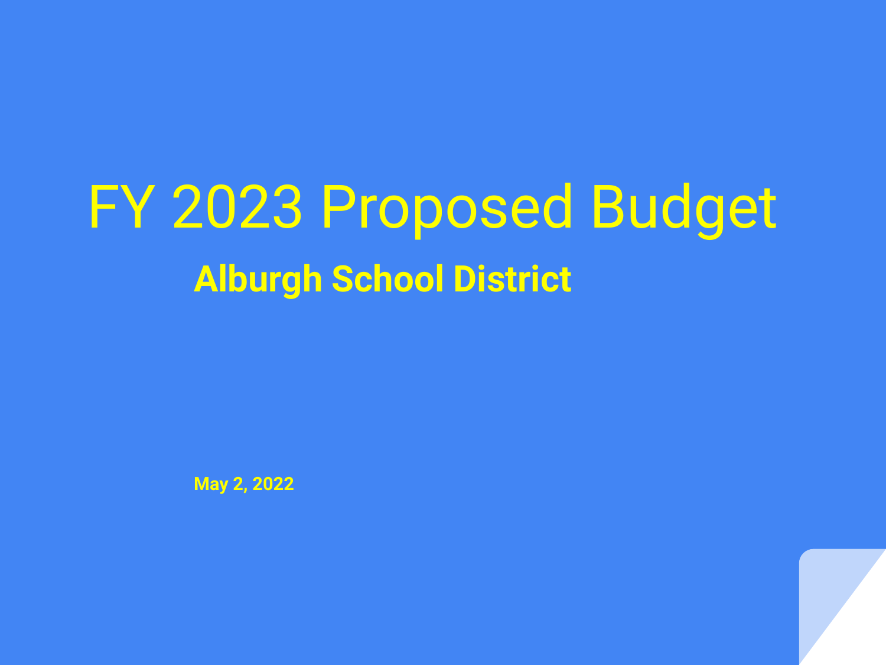# FY 2023 Proposed Budget

## Alburgh School District

**May 2, 2022**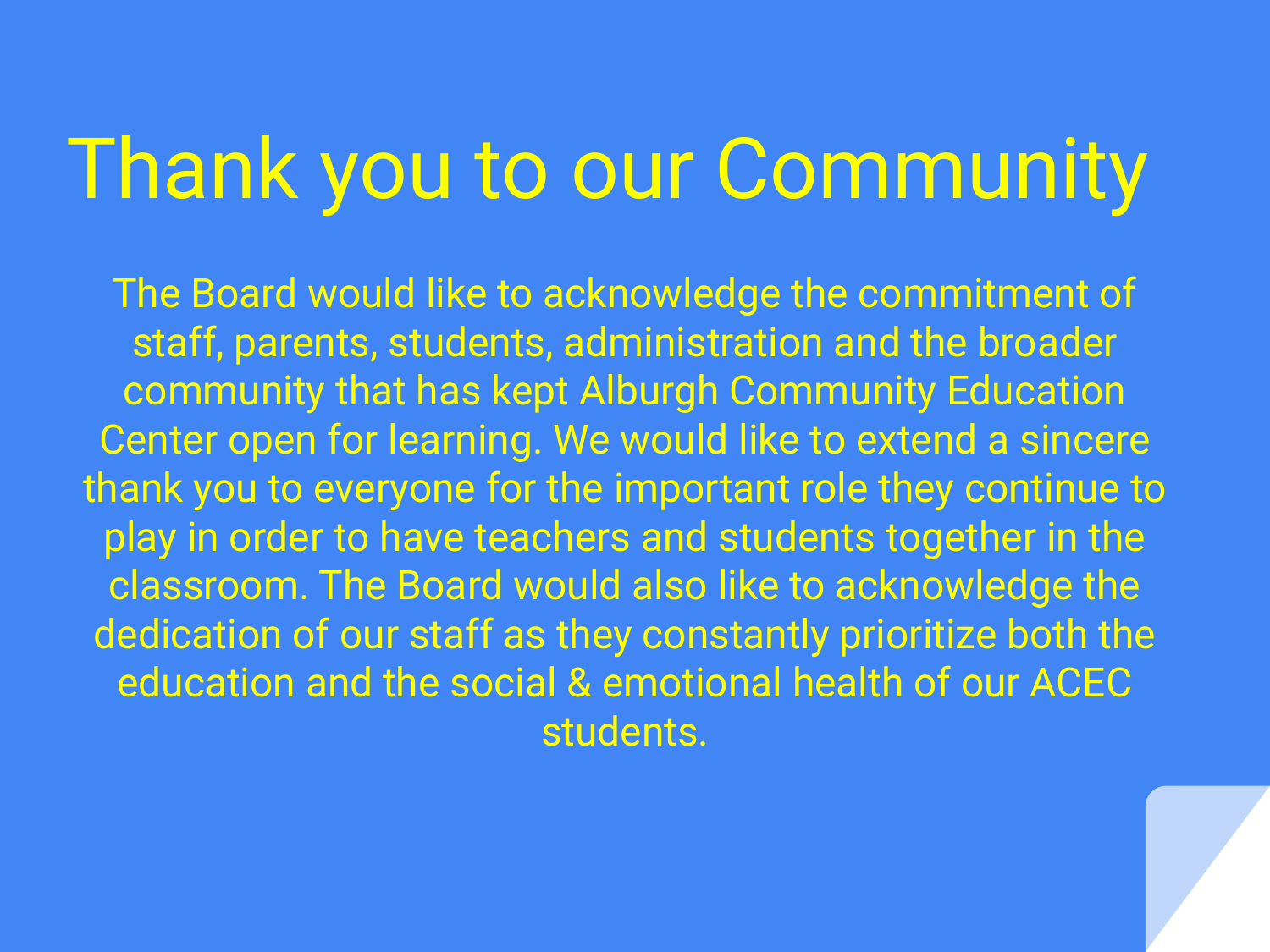# Thank you to our Community

The Board would like to acknowledge the commitment of staff, parents, students, administration and the broader community that has kept Alburgh Community Education Center open for learning. We would like to extend a sincere thank you to everyone for the important role they continue to play in order to have teachers and students together in the classroom. The Board would also like to acknowledge the dedication of our staff as they constantly prioritize both the education and the social & emotional health of our ACEC students.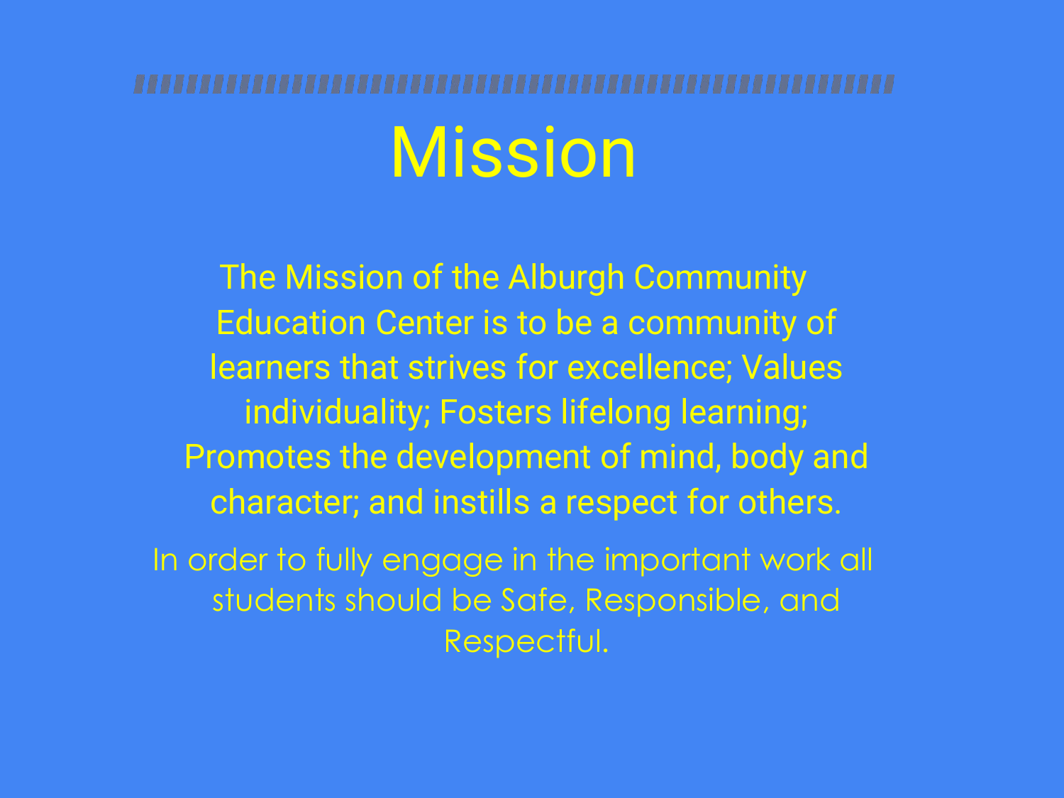# Mission

The Mission of the Alburgh Community Education Center is to be a community of learners that strives for excellence; Values individuality; Fosters lifelong learning; Promotes the development of mind, body and character; and instills a respect for others.

In order to fully engage in the important work all students should be Safe, Responsible, and Respectful.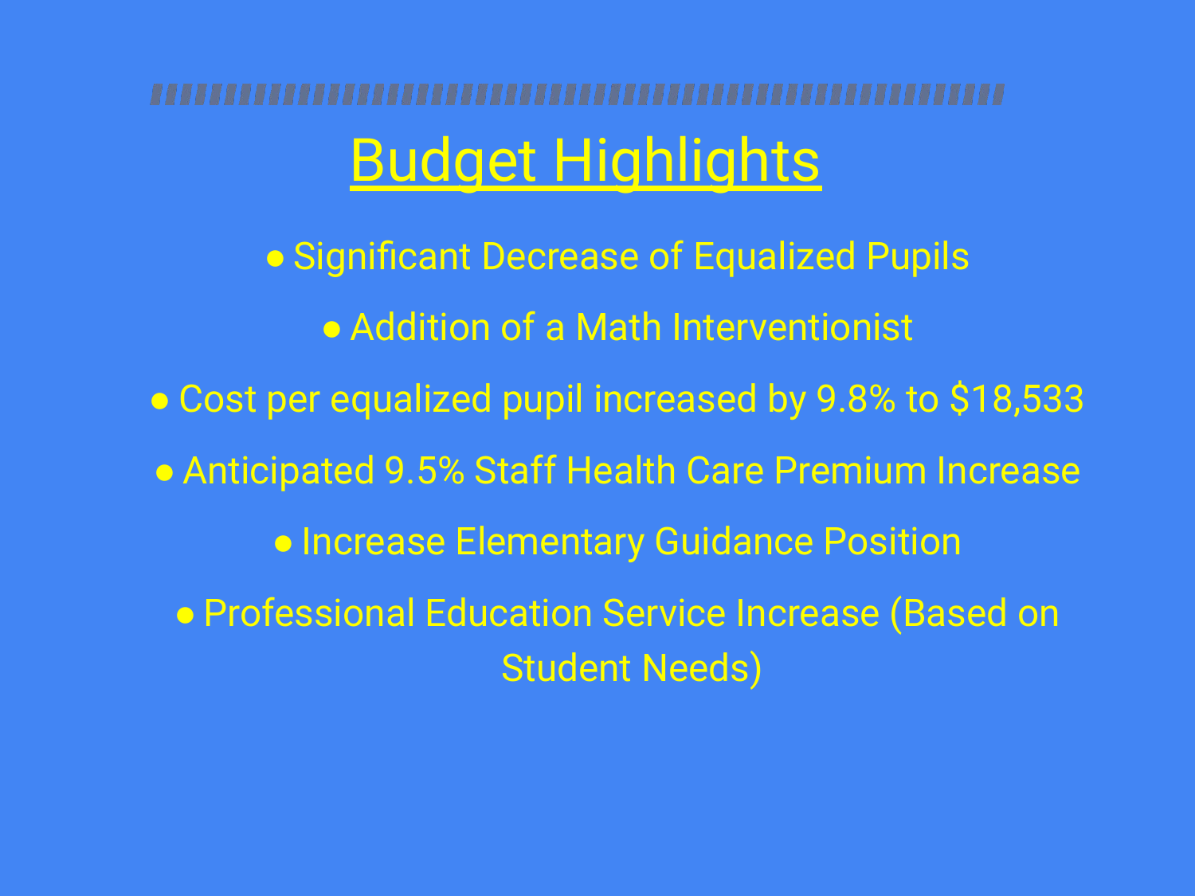# Budget Highlights

- Significant Decrease of Equalized Pupils
- Addition of a Math Interventionist
- Cost per equalized pupil increased by 9.8% to $18,533
- Anticipated 9.5% Staff Health Care Premium Increase
- Increase Elementary Guidance Position
- Professional Education Service Increase (Based on Student Needs)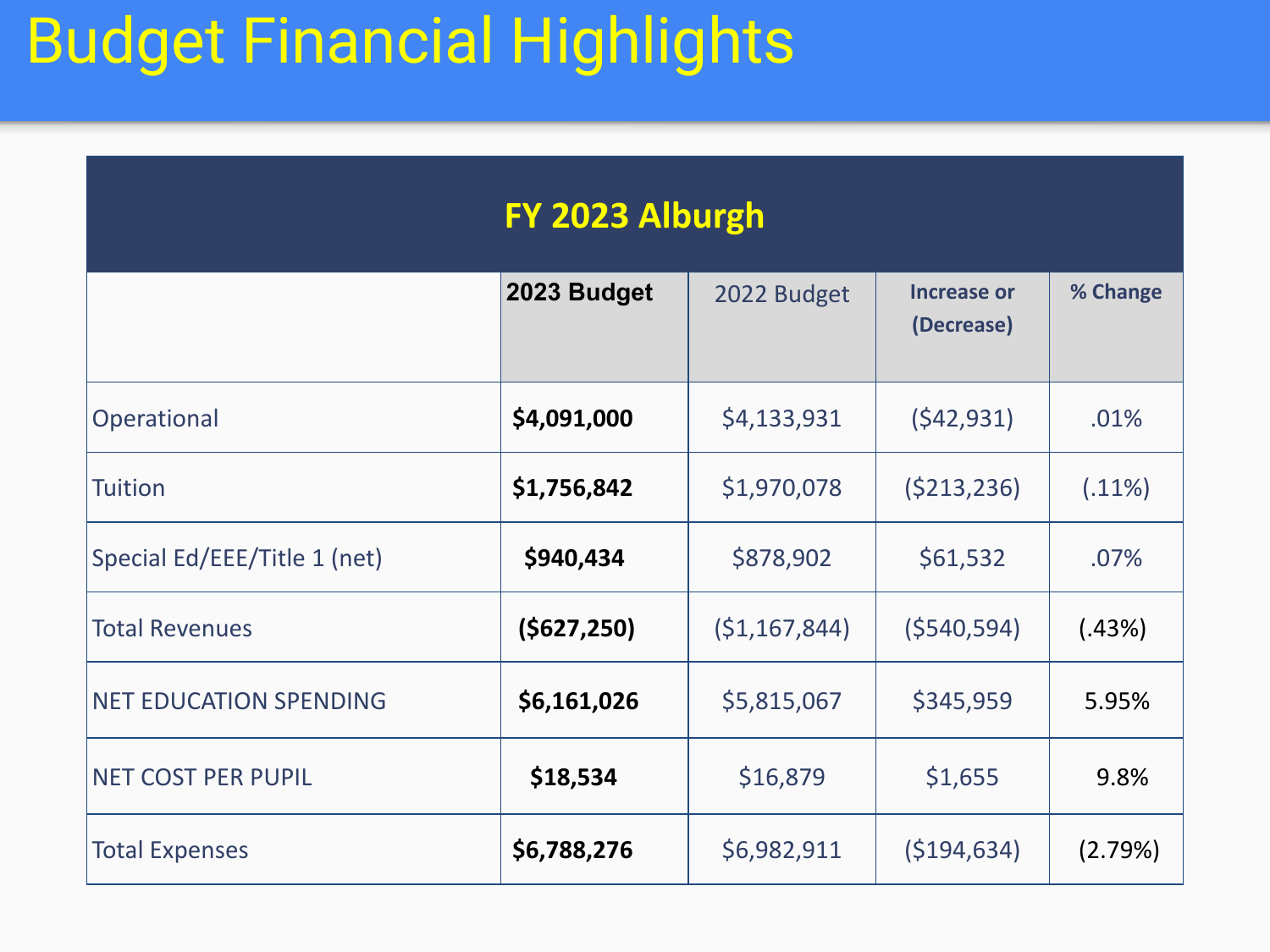# Budget Financial Highlights

| FY 2023 Alburgh | | | | |
|---|---|---|---|---|
| | **2023 Budget** | 2022 Budget | **Increase or (Decrease)** | **% Change** |
| Operational | **$4,091,000** | $4,133,931 | ($42,931) | .01% |
| Tuition | **$1,756,842** | $1,970,078 | ($213,236) | (.11%) |
| Special Ed/EEE/Title 1 (net) | **$940,434** | $878,902 | $61,532 | .07% |
| Total Revenues | **($627,250)** | ($1,167,844) | ($540,594) | (.43%) |
| NET EDUCATION SPENDING | **$6,161,026** | $5,815,067 | $345,959 | 5.95% |
| NET COST PER PUPIL | **$18,534** | $16,879 | $1,655 | 9.8% |
| Total Expenses | **$6,788,276** | $6,982,911 | ($194,634) | (2.79%) |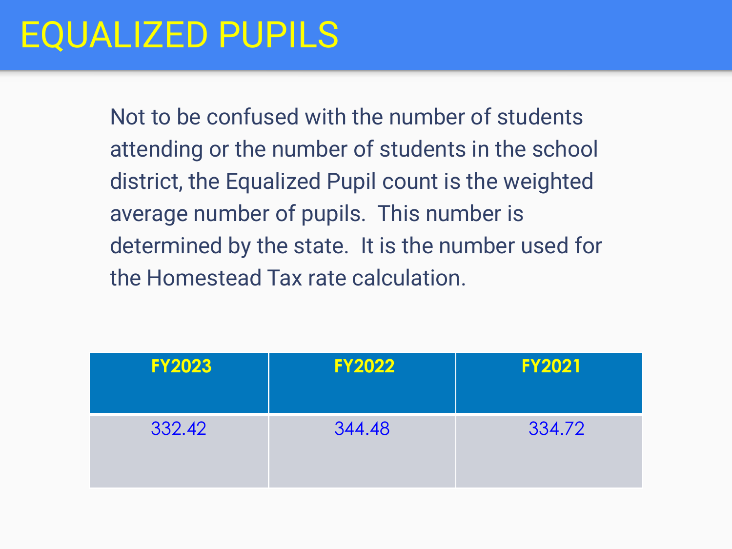# EQUALIZED PUPILS

Not to be confused with the number of students attending or the number of students in the school district, the Equalized Pupil count is the weighted average number of pupils. This number is determined by the state. It is the number used for the Homestead Tax rate calculation.

| FY2023 | FY2022 | FY2021 |
|---|---|---|
| 332.42 | 344.48 | 334.72 |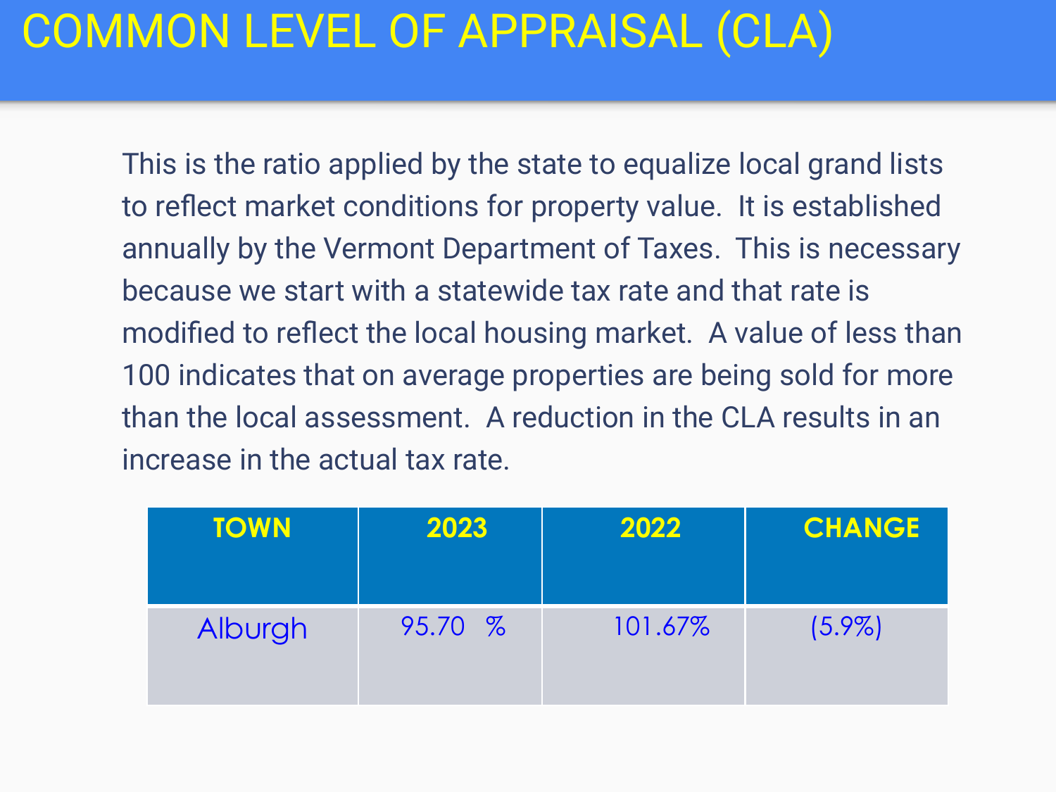# COMMON LEVEL OF APPRAISAL (CLA)

This is the ratio applied by the state to equalize local grand lists to reflect market conditions for property value. It is established annually by the Vermont Department of Taxes. This is necessary because we start with a statewide tax rate and that rate is modified to reflect the local housing market. A value of less than 100 indicates that on average properties are being sold for more than the local assessment. A reduction in the CLA results in an increase in the actual tax rate.

| TOWN | 2023 | 2022 | CHANGE |
|---|---|---|---|
| Alburgh | 95.70 % | 101.67% | (5.9%) |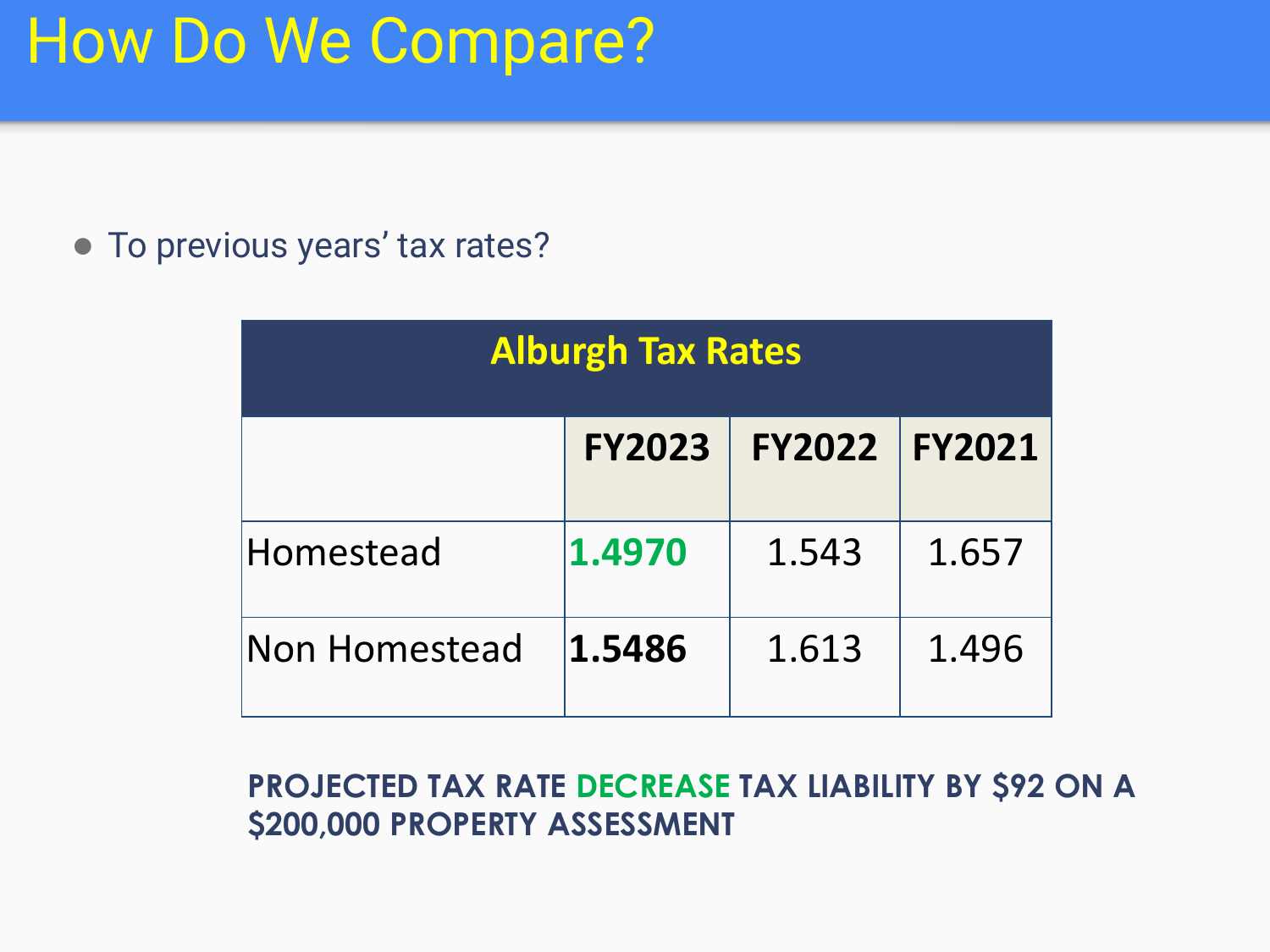# How Do We Compare?

- To previous years' tax rates?

| Alburgh Tax Rates | | | |
|---|---|---|---|
| | **FY2023** | **FY2022** | **FY2021** |
| Homestead | **1.4970** | 1.543 | 1.657 |
| Non Homestead | **1.5486** | 1.613 | 1.496 |

**PROJECTED TAX RATE DECREASE TAX LIABILITY BY $92 ON A $200,000 PROPERTY ASSESSMENT**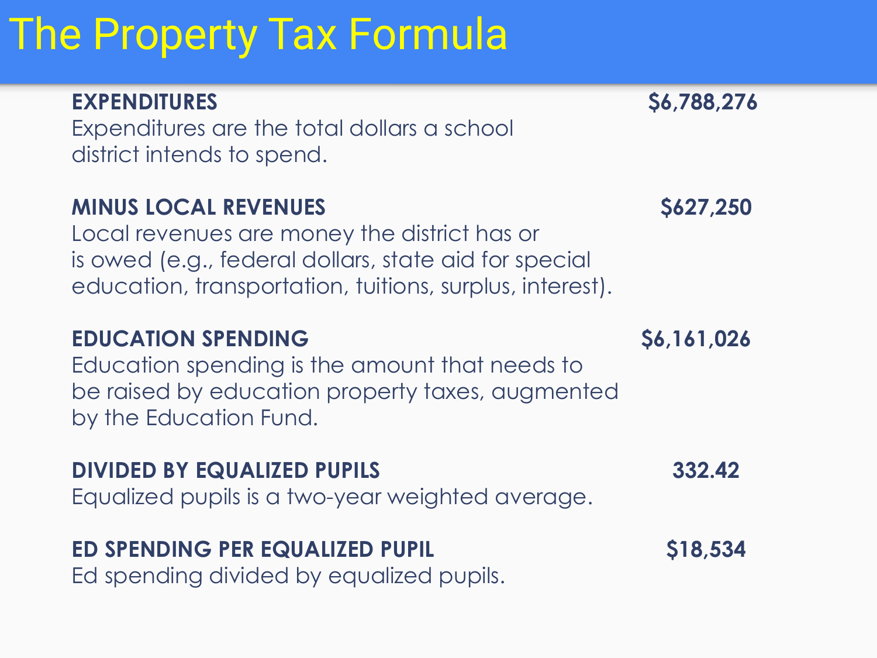# The Property Tax Formula

| | |
|---|---|
| **EXPENDITURES**<br>Expenditures are the total dollars a school district intends to spend. | **$6,788,276** |
| **MINUS LOCAL REVENUES**<br>Local revenues are money the district has or is owed (e.g., federal dollars, state aid for special education, transportation, tuitions, surplus, interest). | **$627,250** |
| **EDUCATION SPENDING**<br>Education spending is the amount that needs to be raised by education property taxes, augmented by the Education Fund. | **$6,161,026** |
| **DIVIDED BY EQUALIZED PUPILS**<br>Equalized pupils is a two-year weighted average. | **332.42** |
| **ED SPENDING PER EQUALIZED PUPIL**<br>Ed spending divided by equalized pupils. | **$18,534** |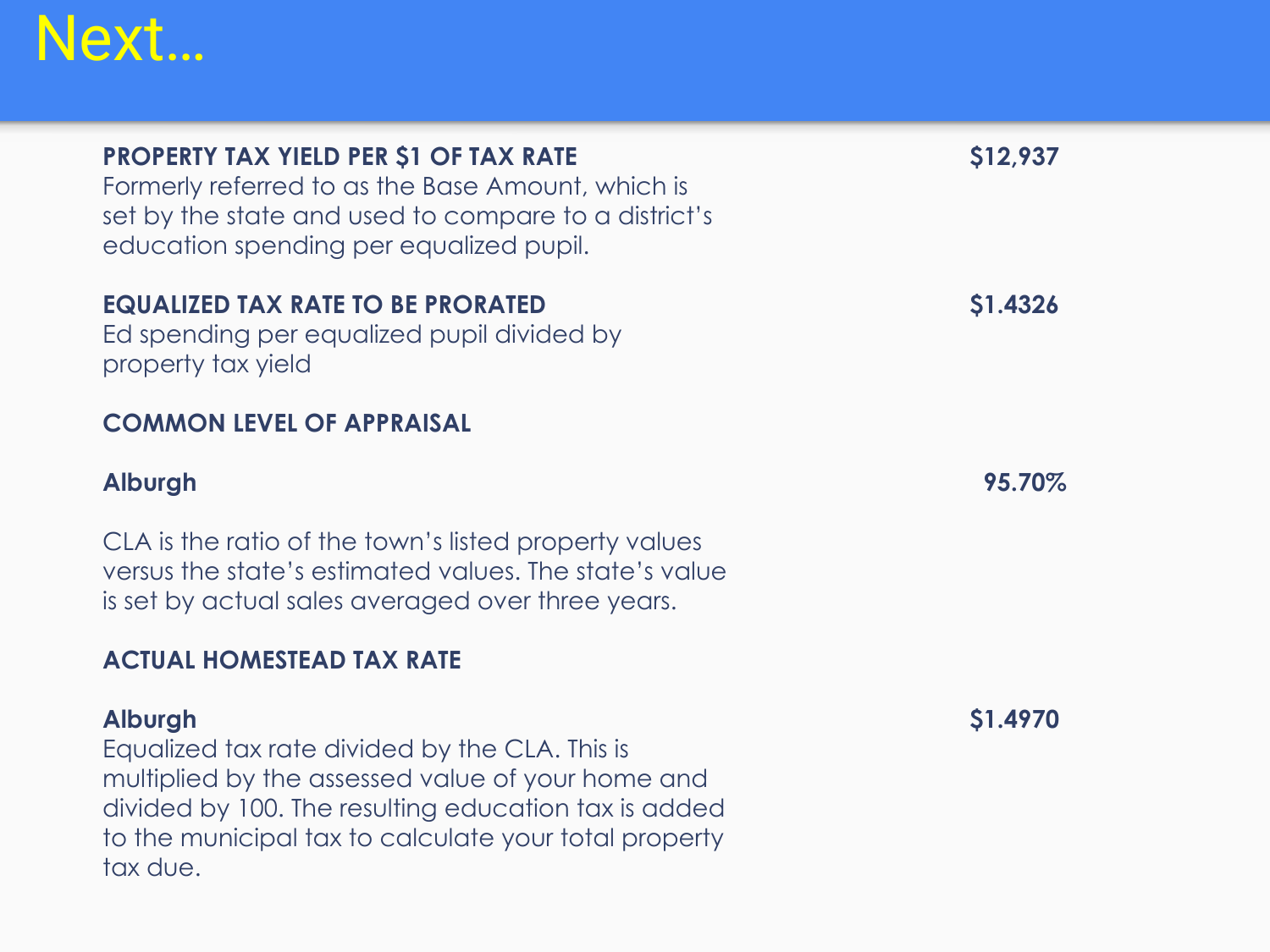# Next…

**PROPERTY TAX YIELD PER $1 OF TAX RATE** — **$12,937**

Formerly referred to as the Base Amount, which is set by the state and used to compare to a district's education spending per equalized pupil.

**EQUALIZED TAX RATE TO BE PRORATED** — **$1.4326**

Ed spending per equalized pupil divided by property tax yield

**COMMON LEVEL OF APPRAISAL**

**Alburgh** — **95.70%**

CLA is the ratio of the town's listed property values versus the state's estimated values. The state's value is set by actual sales averaged over three years.

**ACTUAL HOMESTEAD TAX RATE**

**Alburgh** — **$1.4970**

Equalized tax rate divided by the CLA. This is multiplied by the assessed value of your home and divided by 100. The resulting education tax is added to the municipal tax to calculate your total property tax due.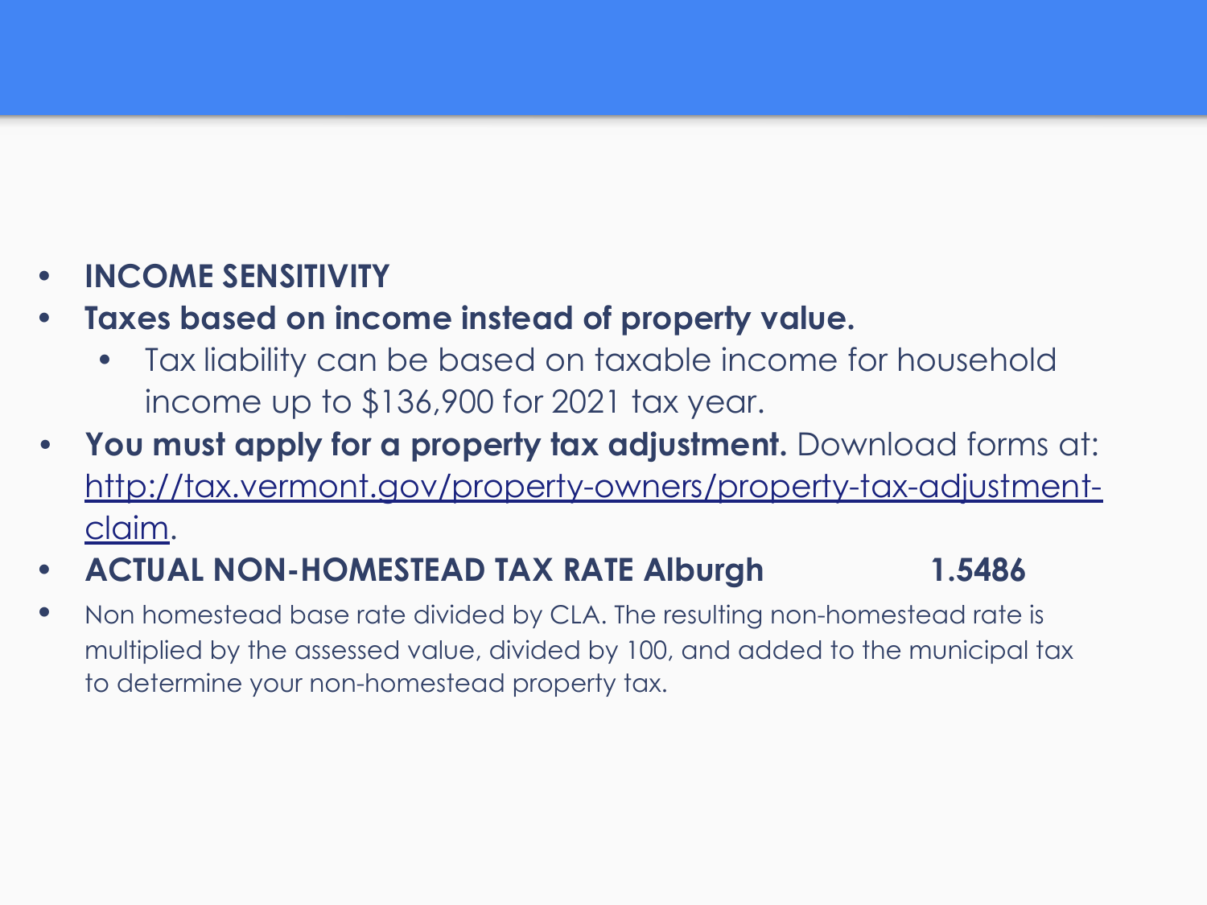- **INCOME SENSITIVITY**
- **Taxes based on income instead of property value.**
  - Tax liability can be based on taxable income for household income up to $136,900 for 2021 tax year.
- **You must apply for a property tax adjustment.** Download forms at: [http://tax.vermont.gov/property-owners/property-tax-adjustment-claim](http://tax.vermont.gov/property-owners/property-tax-adjustment-claim).
- **ACTUAL NON-HOMESTEAD TAX RATE Alburgh 1.5486**
- Non homestead base rate divided by CLA. The resulting non-homestead rate is multiplied by the assessed value, divided by 100, and added to the municipal tax to determine your non-homestead property tax.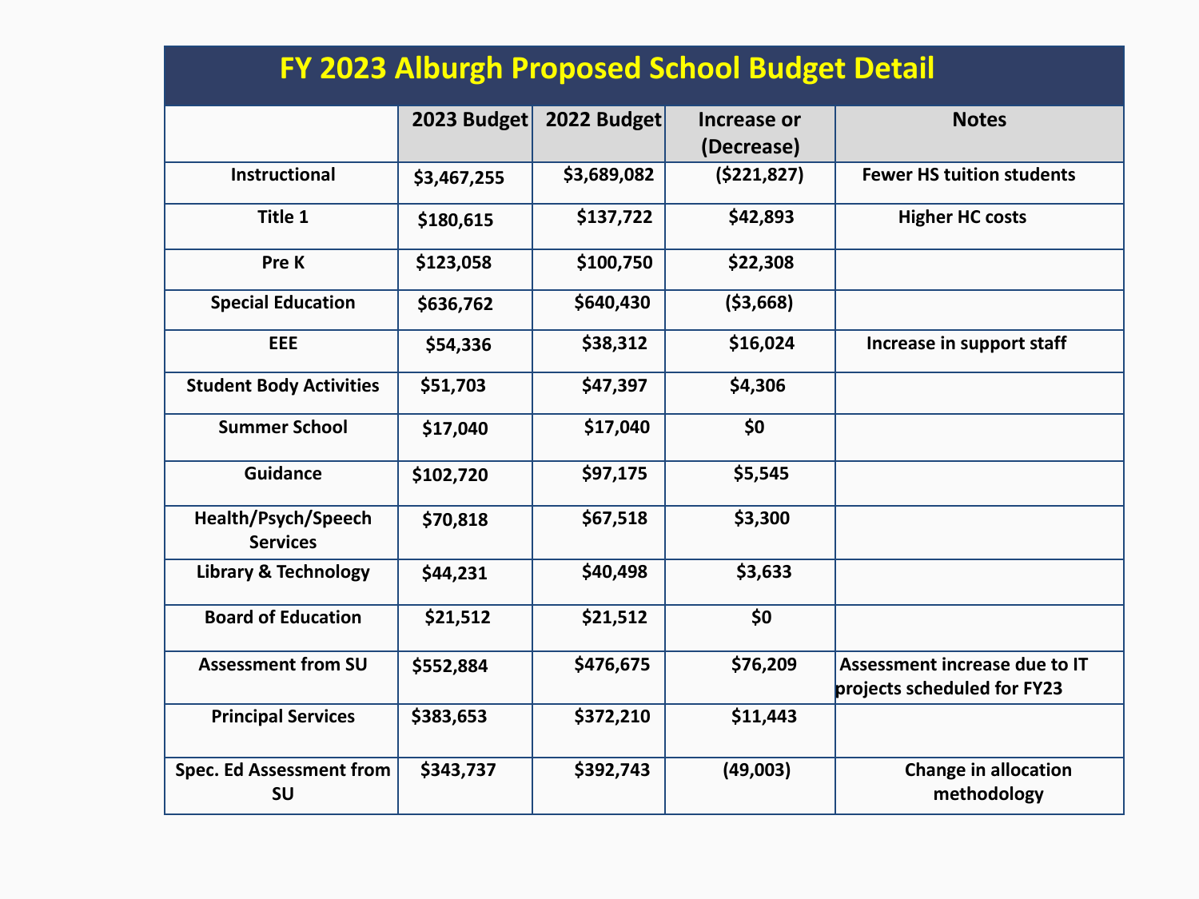# FY 2023 Alburgh Proposed School Budget Detail

| | 2023 Budget | 2022 Budget | Increase or (Decrease) | Notes |
|---|---|---|---|---|
| Instructional | $3,467,255 | $3,689,082 | ($221,827) | Fewer HS tuition students |
| Title 1 | $180,615 | $137,722 | $42,893 | Higher HC costs |
| Pre K | $123,058 | $100,750 | $22,308 | |
| Special Education | $636,762 | $640,430 | ($3,668) | |
| EEE | $54,336 | $38,312 | $16,024 | Increase in support staff |
| Student Body Activities | $51,703 | $47,397 | $4,306 | |
| Summer School | $17,040 | $17,040 | $0 | |
| Guidance | $102,720 | $97,175 | $5,545 | |
| Health/Psych/Speech Services | $70,818 | $67,518 | $3,300 | |
| Library & Technology | $44,231 | $40,498 | $3,633 | |
| Board of Education | $21,512 | $21,512 | $0 | |
| Assessment from SU | $552,884 | $476,675 | $76,209 | Assessment increase due to IT projects scheduled for FY23 |
| Principal Services | $383,653 | $372,210 | $11,443 | |
| Spec. Ed Assessment from SU | $343,737 | $392,743 | (49,003) | Change in allocation methodology |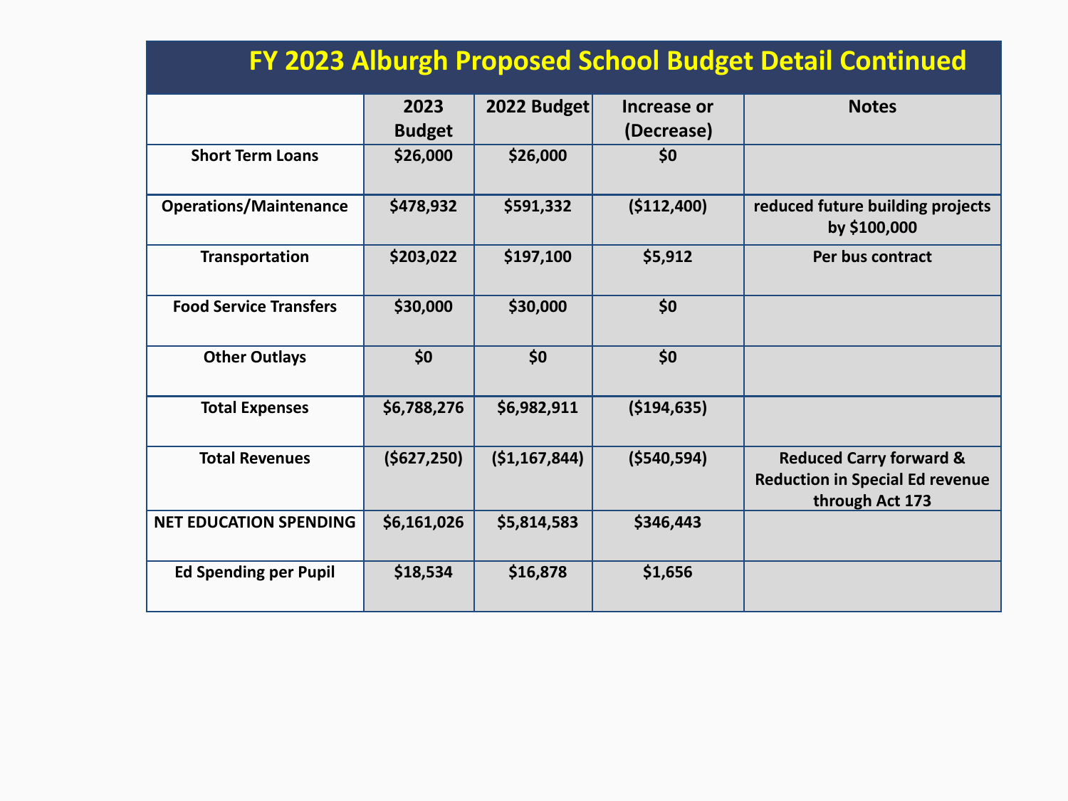# FY 2023 Alburgh Proposed School Budget Detail Continued

| | 2023 Budget | 2022 Budget | Increase or (Decrease) | Notes |
|---|---|---|---|---|
| **Short Term Loans** | $26,000 | $26,000 | $0 | |
| **Operations/Maintenance** | $478,932 | $591,332 | ($112,400) | reduced future building projects by $100,000 |
| **Transportation** | $203,022 | $197,100 | $5,912 | Per bus contract |
| **Food Service Transfers** | $30,000 | $30,000 | $0 | |
| **Other Outlays** | $0 | $0 | $0 | |
| **Total Expenses** | $6,788,276 | $6,982,911 | ($194,635) | |
| **Total Revenues** | ($627,250) | ($1,167,844) | ($540,594) | Reduced Carry forward & Reduction in Special Ed revenue through Act 173 |
| **NET EDUCATION SPENDING** | $6,161,026 | $5,814,583 | $346,443 | |
| **Ed Spending per Pupil** | $18,534 | $16,878 | $1,656 | |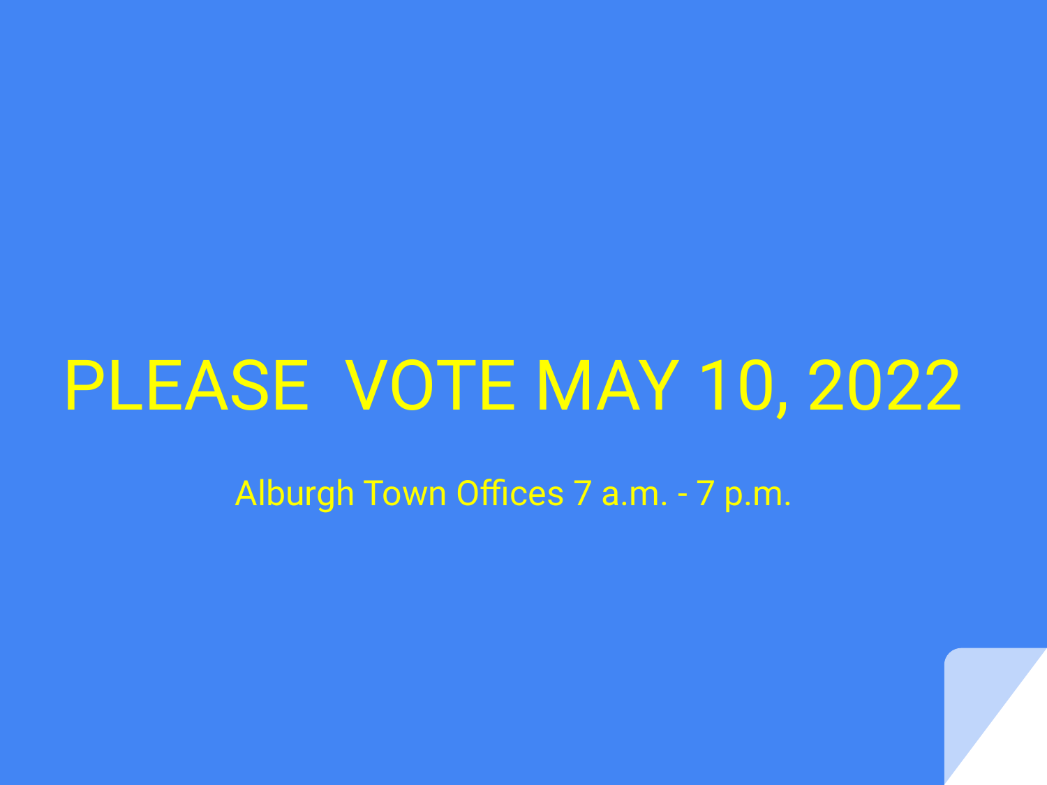# PLEASE VOTE MAY 10, 2022

Alburgh Town Offices 7 a.m. - 7 p.m.